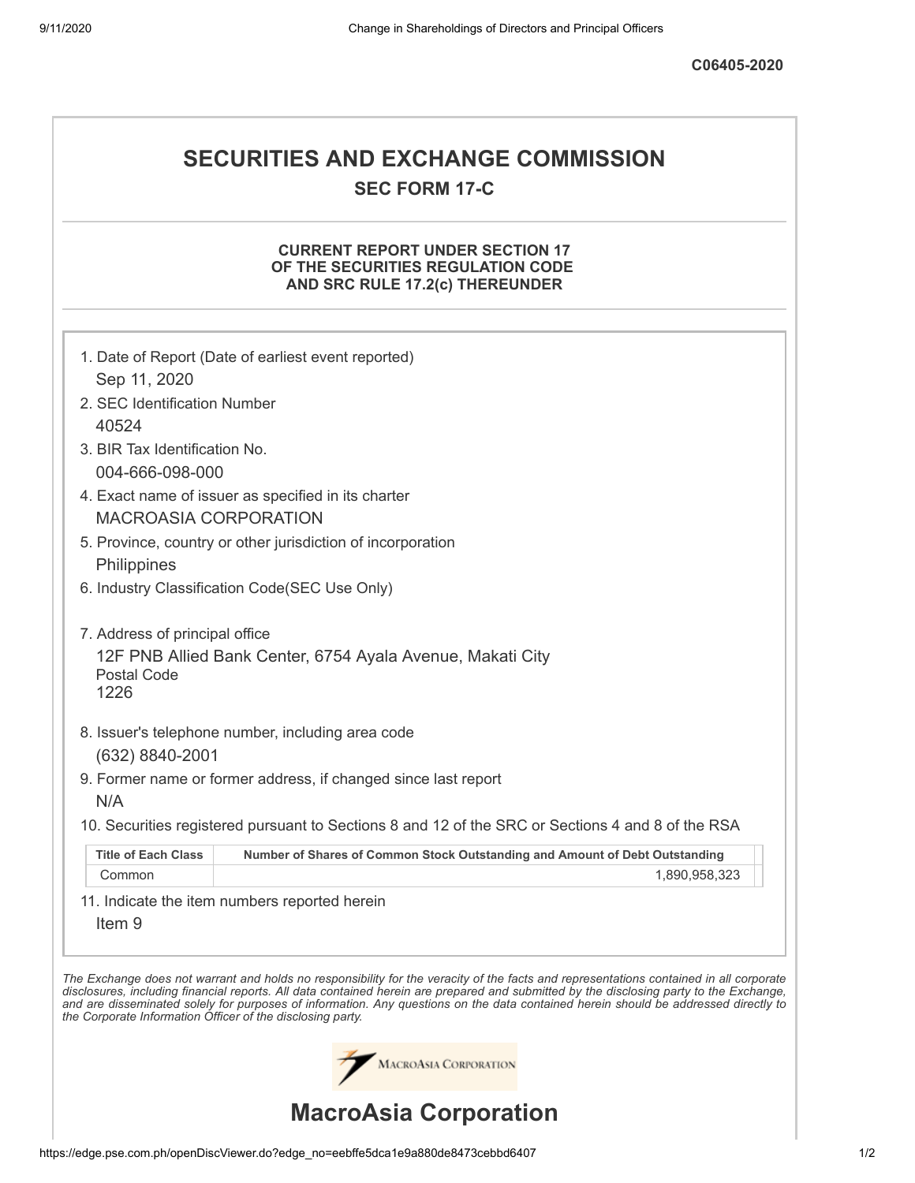C06405-2020

# SECURITIES AND EXCHANGE COMMISSION

## SEC FORM 17-C

### CURRENT REPORT UNDER SECTION 17 OF THE SECURITIES REGULATION CODE AND SRC RULE 17.2(c) THEREUNDER

1. Date of Report (Date of earliest event reported)
   Sep 11, 2020
2. SEC Identification Number
   40524
3. BIR Tax Identification No.
   004-666-098-000
4. Exact name of issuer as specified in its charter
   MACROASIA CORPORATION
5. Province, country or other jurisdiction of incorporation
   Philippines
6. Industry Classification Code(SEC Use Only)

7. Address of principal office
   12F PNB Allied Bank Center, 6754 Ayala Avenue, Makati City
   Postal Code
   1226
8. Issuer's telephone number, including area code
   (632) 8840-2001
9. Former name or former address, if changed since last report
   N/A
10. Securities registered pursuant to Sections 8 and 12 of the SRC or Sections 4 and 8 of the RSA

| Title of Each Class | Number of Shares of Common Stock Outstanding and Amount of Debt Outstanding |
|---|---|
| Common | 1,890,958,323 |

11. Indicate the item numbers reported herein
    Item 9

*The Exchange does not warrant and holds no responsibility for the veracity of the facts and representations contained in all corporate disclosures, including financial reports. All data contained herein are prepared and submitted by the disclosing party to the Exchange, and are disseminated solely for purposes of information. Any questions on the data contained herein should be addressed directly to the Corporate Information Officer of the disclosing party.*

# MacroAsia Corporation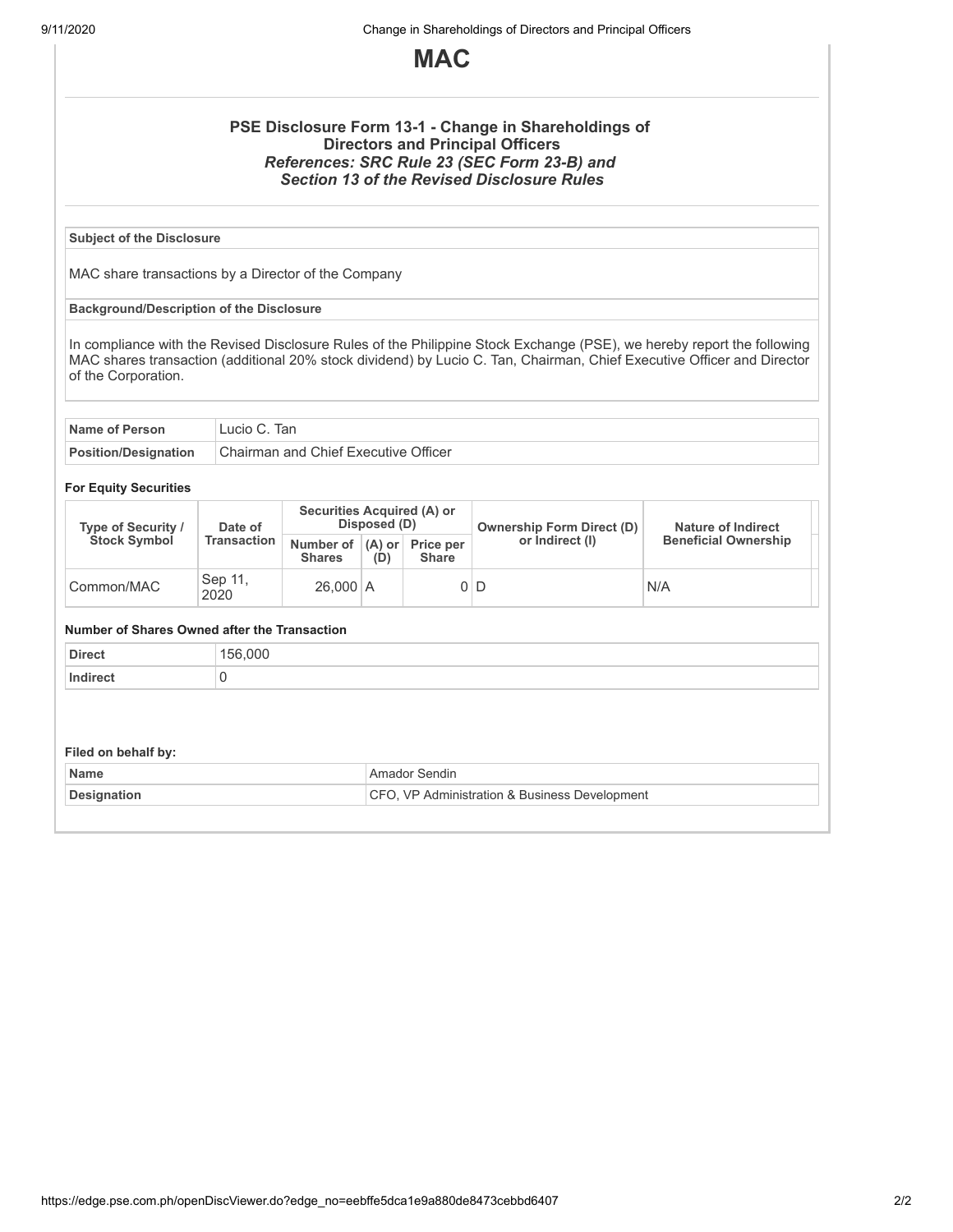# MAC

### PSE Disclosure Form 13-1 - Change in Shareholdings of Directors and Principal Officers
### *References: SRC Rule 23 (SEC Form 23-B) and Section 13 of the Revised Disclosure Rules*

| Subject of the Disclosure |
|---|
| MAC share transactions by a Director of the Company |
| **Background/Description of the Disclosure** |
| In compliance with the Revised Disclosure Rules of the Philippine Stock Exchange (PSE), we hereby report the following MAC shares transaction (additional 20% stock dividend) by Lucio C. Tan, Chairman, Chief Executive Officer and Director of the Corporation. |

| | |
|---|---|
| **Name of Person** | Lucio C. Tan |
| **Position/Designation** | Chairman and Chief Executive Officer |

**For Equity Securities**

| Type of Security / Stock Symbol | Date of Transaction | Securities Acquired (A) or Disposed (D) | | | Ownership Form Direct (D) or Indirect (I) | Nature of Indirect Beneficial Ownership |
|---|---|---|---|---|---|---|
| | | Number of Shares | (A) or (D) | Price per Share | | |
| Common/MAC | Sep 11, 2020 | 26,000 | A | 0 | D | N/A |

**Number of Shares Owned after the Transaction**

| | |
|---|---|
| **Direct** | 156,000 |
| **Indirect** | 0 |

**Filed on behalf by:**

| | |
|---|---|
| **Name** | Amador Sendin |
| **Designation** | CFO, VP Administration & Business Development |